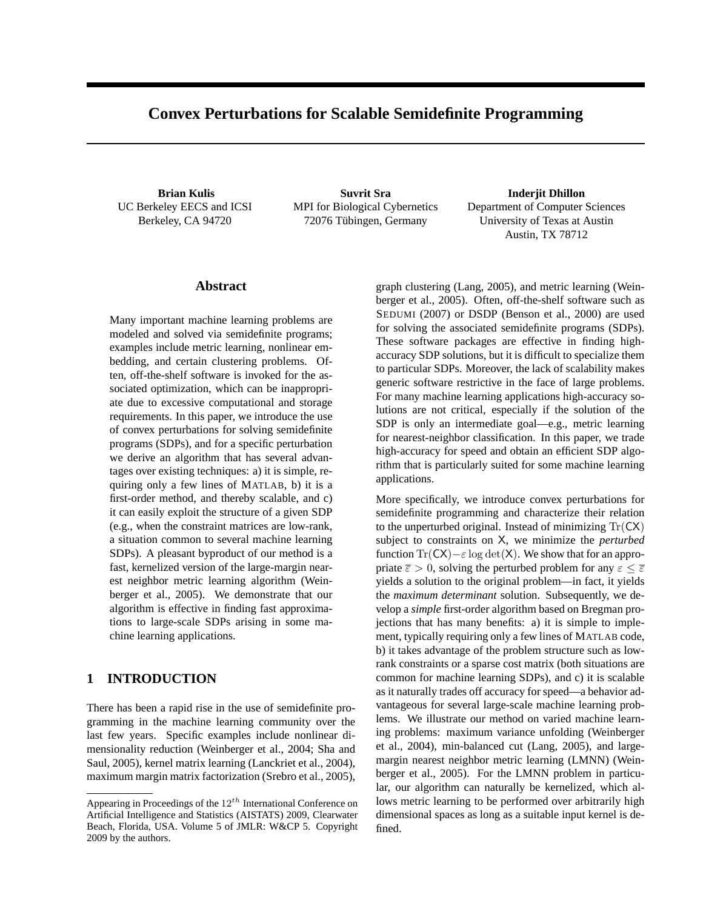# Convex Perturbations for Scalable Semidefinite Programming

**Brian Kulis**
UC Berkeley EECS and ICSI
Berkeley, CA 94720

**Suvrit Sra**
MPI for Biological Cybernetics
72076 Tübingen, Germany

**Inderjit Dhillon**
Department of Computer Sciences
University of Texas at Austin
Austin, TX 78712

## Abstract

Many important machine learning problems are modeled and solved via semidefinite programs; examples include metric learning, nonlinear embedding, and certain clustering problems. Often, off-the-shelf software is invoked for the associated optimization, which can be inappropriate due to excessive computational and storage requirements. In this paper, we introduce the use of convex perturbations for solving semidefinite programs (SDPs), and for a specific perturbation we derive an algorithm that has several advantages over existing techniques: a) it is simple, requiring only a few lines of MATLAB, b) it is a first-order method, and thereby scalable, and c) it can easily exploit the structure of a given SDP (e.g., when the constraint matrices are low-rank, a situation common to several machine learning SDPs). A pleasant byproduct of our method is a fast, kernelized version of the large-margin nearest neighbor metric learning algorithm (Weinberger et al., 2005). We demonstrate that our algorithm is effective in finding fast approximations to large-scale SDPs arising in some machine learning applications.

## 1 INTRODUCTION

There has been a rapid rise in the use of semidefinite programming in the machine learning community over the last few years. Specific examples include nonlinear dimensionality reduction (Weinberger et al., 2004; Sha and Saul, 2005), kernel matrix learning (Lanckriet et al., 2004), maximum margin matrix factorization (Srebro et al., 2005), graph clustering (Lang, 2005), and metric learning (Weinberger et al., 2005). Often, off-the-shelf software such as SEDUMI (2007) or DSDP (Benson et al., 2000) are used for solving the associated semidefinite programs (SDPs). These software packages are effective in finding high-accuracy SDP solutions, but it is difficult to specialize them to particular SDPs. Moreover, the lack of scalability makes generic software restrictive in the face of large problems. For many machine learning applications high-accuracy solutions are not critical, especially if the solution of the SDP is only an intermediate goal—e.g., metric learning for nearest-neighbor classification. In this paper, we trade high-accuracy for speed and obtain an efficient SDP algorithm that is particularly suited for some machine learning applications.

More specifically, we introduce convex perturbations for semidefinite programming and characterize their relation to the unperturbed original. Instead of minimizing $\mathrm{Tr}(\mathsf{CX})$ subject to constraints on $\mathsf{X}$, we minimize the *perturbed* function $\mathrm{Tr}(\mathsf{CX}) - \varepsilon \log\det(\mathsf{X})$. We show that for an appropriate $\bar{\varepsilon} > 0$, solving the perturbed problem for any $\varepsilon \leq \bar{\varepsilon}$ yields a solution to the original problem—in fact, it yields the *maximum determinant* solution. Subsequently, we develop a *simple* first-order algorithm based on Bregman projections that has many benefits: a) it is simple to implement, typically requiring only a few lines of MATLAB code, b) it takes advantage of the problem structure such as low-rank constraints or a sparse cost matrix (both situations are common for machine learning SDPs), and c) it is scalable as it naturally trades off accuracy for speed—a behavior advantageous for several large-scale machine learning problems. We illustrate our method on varied machine learning problems: maximum variance unfolding (Weinberger et al., 2004), min-balanced cut (Lang, 2005), and large-margin nearest neighbor metric learning (LMNN) (Weinberger et al., 2005). For the LMNN problem in particular, our algorithm can naturally be kernelized, which allows metric learning to be performed over arbitrarily high dimensional spaces as long as a suitable input kernel is defined.

Appearing in Proceedings of the $12^{th}$ International Conference on Artificial Intelligence and Statistics (AISTATS) 2009, Clearwater Beach, Florida, USA. Volume 5 of JMLR: W&CP 5. Copyright 2009 by the authors.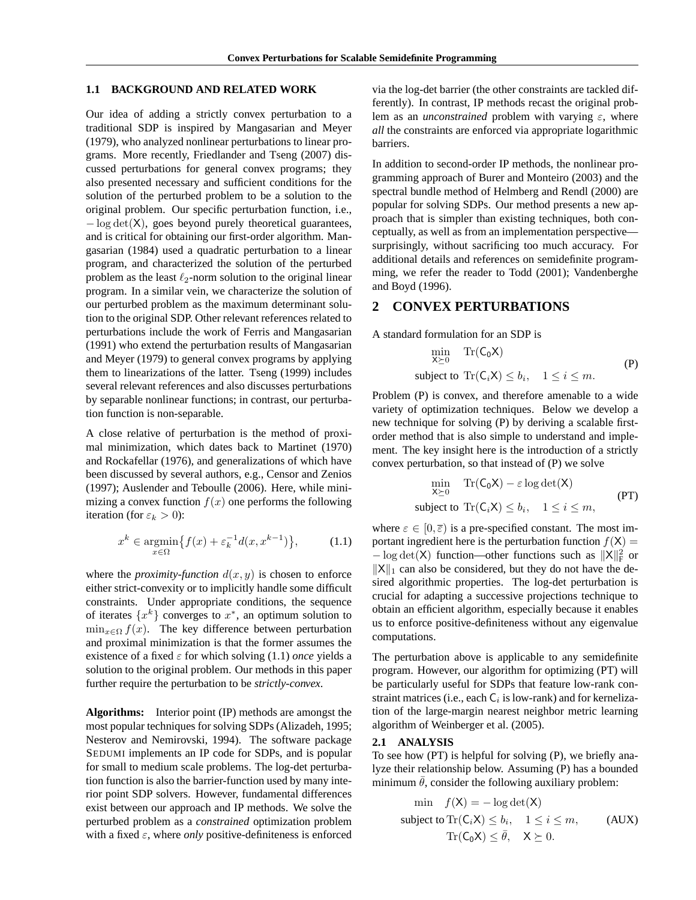### 1.1 BACKGROUND AND RELATED WORK

Our idea of adding a strictly convex perturbation to a traditional SDP is inspired by Mangasarian and Meyer (1979), who analyzed nonlinear perturbations to linear programs. More recently, Friedlander and Tseng (2007) discussed perturbations for general convex programs; they also presented necessary and sufficient conditions for the solution of the perturbed problem to be a solution to the original problem. Our specific perturbation function, i.e., $-\log\det(\mathsf{X})$, goes beyond purely theoretical guarantees, and is critical for obtaining our first-order algorithm. Mangasarian (1984) used a quadratic perturbation to a linear program, and characterized the solution of the perturbed problem as the least $\ell_2$-norm solution to the original linear program. In a similar vein, we characterize the solution of our perturbed problem as the maximum determinant solution to the original SDP. Other relevant references related to perturbations include the work of Ferris and Mangasarian (1991) who extend the perturbation results of Mangasarian and Meyer (1979) to general convex programs by applying them to linearizations of the latter. Tseng (1999) includes several relevant references and also discusses perturbations by separable nonlinear functions; in contrast, our perturbation function is non-separable.

A close relative of perturbation is the method of proximal minimization, which dates back to Martinet (1970) and Rockafellar (1976), and generalizations of which have been discussed by several authors, e.g., Censor and Zenios (1997); Auslender and Teboulle (2006). Here, while minimizing a convex function $f(x)$ one performs the following iteration (for $\varepsilon_k > 0$):

$$x^k \in \operatorname*{argmin}_{x\in\Omega}\big\{f(x) + \varepsilon_k^{-1} d(x, x^{k-1})\big\}, \qquad (1.1)$$

where the *proximity-function* $d(x, y)$ is chosen to enforce either strict-convexity or to implicitly handle some difficult constraints. Under appropriate conditions, the sequence of iterates $\{x^k\}$ converges to $x^*$, an optimum solution to $\min_{x\in\Omega} f(x)$. The key difference between perturbation and proximal minimization is that the former assumes the existence of a fixed $\varepsilon$ for which solving (1.1) *once* yields a solution to the original problem. Our methods in this paper further require the perturbation to be *strictly-convex*.

**Algorithms:** Interior point (IP) methods are amongst the most popular techniques for solving SDPs (Alizadeh, 1995; Nesterov and Nemirovski, 1994). The software package SEDUMI implements an IP code for SDPs, and is popular for small to medium scale problems. The log-det perturbation function is also the barrier-function used by many interior point SDP solvers. However, fundamental differences exist between our approach and IP methods. We solve the perturbed problem as a *constrained* optimization problem with a fixed $\varepsilon$, where *only* positive-definiteness is enforced via the log-det barrier (the other constraints are tackled differently). In contrast, IP methods recast the original problem as an *unconstrained* problem with varying $\varepsilon$, where *all* the constraints are enforced via appropriate logarithmic barriers.

In addition to second-order IP methods, the nonlinear programming approach of Burer and Monteiro (2003) and the spectral bundle method of Helmberg and Rendl (2000) are popular for solving SDPs. Our method presents a new approach that is simpler than existing techniques, both conceptually, as well as from an implementation perspective—surprisingly, without sacrificing too much accuracy. For additional details and references on semidefinite programming, we refer the reader to Todd (2001); Vandenberghe and Boyd (1996).

## 2 CONVEX PERTURBATIONS

A standard formulation for an SDP is

$$\begin{aligned} \min_{\mathsf{X}\succeq 0} \quad & \operatorname{Tr}(\mathsf{C}_0\mathsf{X}) \\ \text{subject to} \quad & \operatorname{Tr}(\mathsf{C}_i\mathsf{X}) \le b_i, \quad 1 \le i \le m. \end{aligned} \qquad \text{(P)}$$

Problem (P) is convex, and therefore amenable to a wide variety of optimization techniques. Below we develop a new technique for solving (P) by deriving a scalable first-order method that is also simple to understand and implement. The key insight here is the introduction of a strictly convex perturbation, so that instead of (P) we solve

$$\begin{aligned} \min_{\mathsf{X}\succeq 0} \quad & \operatorname{Tr}(\mathsf{C}_0\mathsf{X}) - \varepsilon\log\det(\mathsf{X}) \\ \text{subject to} \quad & \operatorname{Tr}(\mathsf{C}_i\mathsf{X}) \le b_i, \quad 1 \le i \le m, \end{aligned} \qquad \text{(PT)}$$

where $\varepsilon \in [0, \bar{\varepsilon})$ is a pre-specified constant. The most important ingredient here is the perturbation function $f(\mathsf{X}) = -\log\det(\mathsf{X})$ function—other functions such as $\|\mathsf{X}\|_{\mathrm{F}}^2$ or $\|\mathsf{X}\|_1$ can also be considered, but they do not have the desired algorithmic properties. The log-det perturbation is crucial for adapting a successive projections technique to obtain an efficient algorithm, especially because it enables us to enforce positive-definiteness without any eigenvalue computations.

The perturbation above is applicable to any semidefinite program. However, our algorithm for optimizing (PT) will be particularly useful for SDPs that feature low-rank constraint matrices (i.e., each $\mathsf{C}_i$ is low-rank) and for kernelization of the large-margin nearest neighbor metric learning algorithm of Weinberger et al. (2005).

### 2.1 ANALYSIS

To see how (PT) is helpful for solving (P), we briefly analyze their relationship below. Assuming (P) has a bounded minimum $\bar{\theta}$, consider the following auxiliary problem:

$$\begin{aligned} \min \quad & f(\mathsf{X}) = -\log\det(\mathsf{X}) \\ \text{subject to} \quad & \operatorname{Tr}(\mathsf{C}_i\mathsf{X}) \le b_i, \quad 1 \le i \le m, \\ & \operatorname{Tr}(\mathsf{C}_0\mathsf{X}) \le \bar{\theta}, \quad \mathsf{X} \succeq 0. \end{aligned} \qquad \text{(AUX)}$$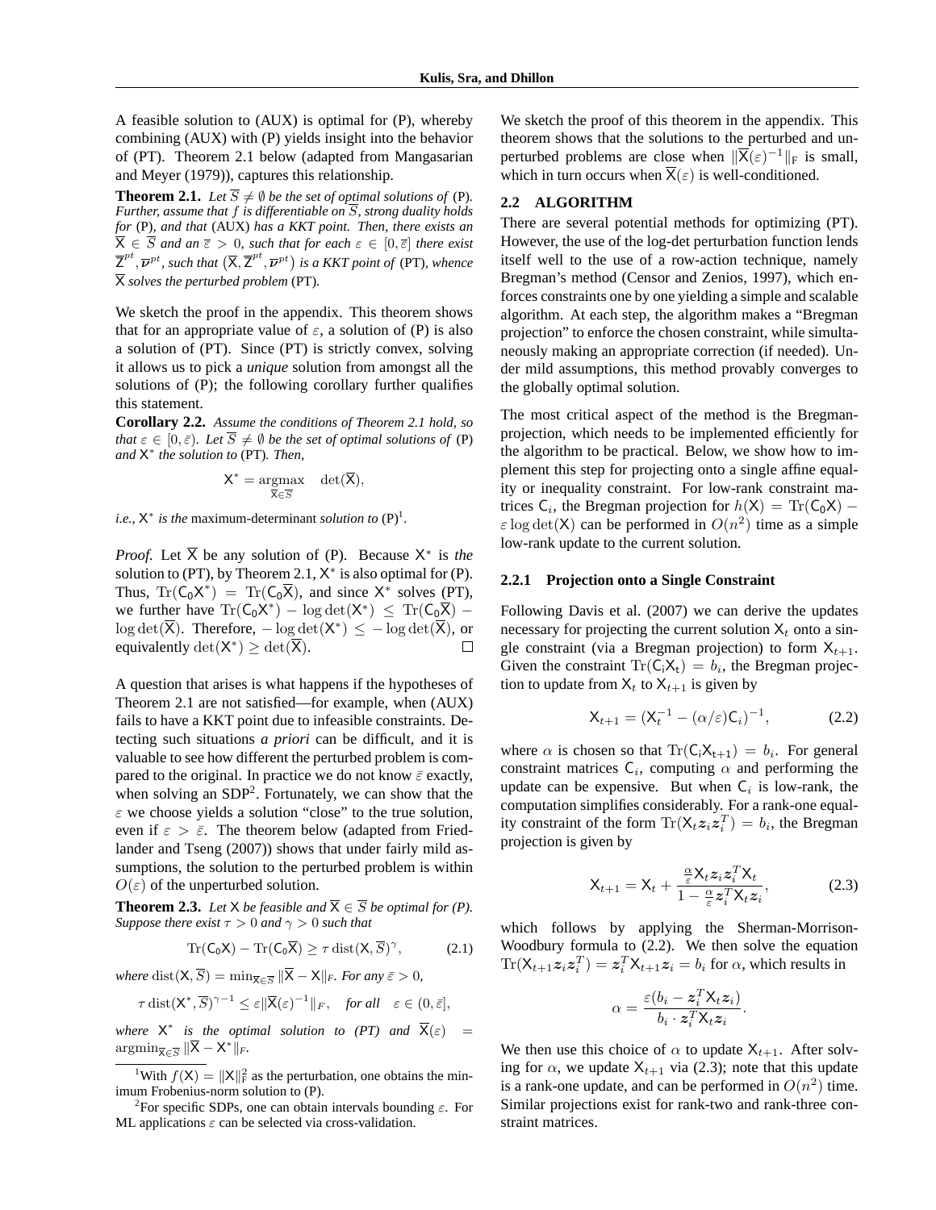A feasible solution to (AUX) is optimal for (P), whereby combining (AUX) with (P) yields insight into the behavior of (PT). Theorem 2.1 below (adapted from Mangasarian and Meyer (1979)), captures this relationship.

**Theorem 2.1.** *Let $\overline{S} \neq \emptyset$ be the set of optimal solutions of* (P). *Further, assume that $f$ is differentiable on $\overline{S}$, strong duality holds for* (P)*, and that* (AUX) *has a KKT point. Then, there exists an $\overline{\mathsf{X}} \in \overline{S}$ and an $\bar{\varepsilon} > 0$, such that for each $\varepsilon \in [0, \bar{\varepsilon}]$ there exist $\overline{\mathsf{Z}}^{pt}, \overline{\boldsymbol{\nu}}^{pt}$, such that $\left(\overline{\mathsf{X}}, \overline{\mathsf{Z}}^{pt}, \overline{\boldsymbol{\nu}}^{pt}\right)$ is a KKT point of* (PT)*, whence $\overline{\mathsf{X}}$ solves the perturbed problem* (PT).

We sketch the proof in the appendix. This theorem shows that for an appropriate value of $\varepsilon$, a solution of (P) is also a solution of (PT). Since (PT) is strictly convex, solving it allows us to pick a *unique* solution from amongst all the solutions of (P); the following corollary further qualifies this statement.

**Corollary 2.2.** *Assume the conditions of Theorem 2.1 hold, so that $\varepsilon \in [0, \bar{\varepsilon})$. Let $\overline{S} \neq \emptyset$ be the set of optimal solutions of* (P) *and $\mathsf{X}^*$ the solution to* (PT)*. Then,*

$$\mathsf{X}^* = \operatorname*{argmax}_{\overline{\mathsf{X}} \in \overline{S}} \quad \det(\overline{\mathsf{X}}),$$

*i.e., $\mathsf{X}^*$ is the* maximum-determinant *solution to* (P)[1].

*Proof.* Let $\overline{\mathsf{X}}$ be any solution of (P). Because $\mathsf{X}^*$ is *the* solution to (PT), by Theorem 2.1, $\mathsf{X}^*$ is also optimal for (P). Thus, $\mathrm{Tr}(\mathsf{C}_0\mathsf{X}^*) = \mathrm{Tr}(\mathsf{C}_0\overline{\mathsf{X}})$, and since $\mathsf{X}^*$ solves (PT), we further have $\mathrm{Tr}(\mathsf{C}_0\mathsf{X}^*) - \log\det(\mathsf{X}^*) \leq \mathrm{Tr}(\mathsf{C}_0\overline{\mathsf{X}}) - \log\det(\overline{\mathsf{X}})$. Therefore, $-\log\det(\mathsf{X}^*) \leq -\log\det(\overline{\mathsf{X}})$, or equivalently $\det(\mathsf{X}^*) \geq \det(\overline{\mathsf{X}})$. □

A question that arises is what happens if the hypotheses of Theorem 2.1 are not satisfied—for example, when (AUX) fails to have a KKT point due to infeasible constraints. Detecting such situations *a priori* can be difficult, and it is valuable to see how different the perturbed problem is compared to the original. In practice we do not know $\bar{\varepsilon}$ exactly, when solving an SDP[2]. Fortunately, we can show that the $\varepsilon$ we choose yields a solution "close" to the true solution, even if $\varepsilon > \bar{\varepsilon}$. The theorem below (adapted from Friedlander and Tseng (2007)) shows that under fairly mild assumptions, the solution to the perturbed problem is within $O(\varepsilon)$ of the unperturbed solution.

**Theorem 2.3.** *Let $\mathsf{X}$ be feasible and $\overline{\mathsf{X}} \in \overline{S}$ be optimal for (P). Suppose there exist $\tau > 0$ and $\gamma > 0$ such that*

$$\mathrm{Tr}(\mathsf{C}_0\mathsf{X}) - \mathrm{Tr}(\mathsf{C}_0\overline{\mathsf{X}}) \geq \tau\,\mathrm{dist}(\mathsf{X}, \overline{S})^{\gamma}, \tag{2.1}$$

*where $\mathrm{dist}(\mathsf{X}, \overline{S}) = \min_{\overline{\mathsf{X}} \in \overline{S}} \|\overline{\mathsf{X}} - \mathsf{X}\|_F$. For any $\bar{\varepsilon} > 0$,*

$$\tau\,\mathrm{dist}(\mathsf{X}^*, \overline{S})^{\gamma - 1} \leq \varepsilon \|\overline{\mathsf{X}}(\varepsilon)^{-1}\|_F, \quad \textit{for all} \quad \varepsilon \in (0, \bar{\varepsilon}],$$

*where $\mathsf{X}^*$ is the optimal solution to (PT) and $\overline{\mathsf{X}}(\varepsilon) = \operatorname{argmin}_{\overline{\mathsf{X}} \in \overline{S}} \|\overline{\mathsf{X}} - \mathsf{X}^*\|_F$.*

We sketch the proof of this theorem in the appendix. This theorem shows that the solutions to the perturbed and unperturbed problems are close when $\|\overline{\mathsf{X}}(\varepsilon)^{-1}\|_{\mathrm{F}}$ is small, which in turn occurs when $\overline{\mathsf{X}}(\varepsilon)$ is well-conditioned.

## 2.2 ALGORITHM

There are several potential methods for optimizing (PT). However, the use of the log-det perturbation function lends itself well to the use of a row-action technique, namely Bregman's method (Censor and Zenios, 1997), which enforces constraints one by one yielding a simple and scalable algorithm. At each step, the algorithm makes a "Bregman projection" to enforce the chosen constraint, while simultaneously making an appropriate correction (if needed). Under mild assumptions, this method provably converges to the globally optimal solution.

The most critical aspect of the method is the Bregman-projection, which needs to be implemented efficiently for the algorithm to be practical. Below, we show how to implement this step for projecting onto a single affine equality or inequality constraint. For low-rank constraint matrices $\mathsf{C}_i$, the Bregman projection for $h(\mathsf{X}) = \mathrm{Tr}(\mathsf{C}_0\mathsf{X}) - \varepsilon\log\det(\mathsf{X})$ can be performed in $O(n^2)$ time as a simple low-rank update to the current solution.

### 2.2.1 Projection onto a Single Constraint

Following Davis et al. (2007) we can derive the updates necessary for projecting the current solution $\mathsf{X}_t$ onto a single constraint (via a Bregman projection) to form $\mathsf{X}_{t+1}$. Given the constraint $\mathrm{Tr}(\mathsf{C_i}\mathsf{X_t}) = b_i$, the Bregman projection to update from $\mathsf{X}_t$ to $\mathsf{X}_{t+1}$ is given by

$$\mathsf{X}_{t+1} = (\mathsf{X}_t^{-1} - (\alpha/\varepsilon)\mathsf{C}_i)^{-1}, \tag{2.2}$$

where $\alpha$ is chosen so that $\mathrm{Tr}(\mathsf{C_i}\mathsf{X_{t+1}}) = b_i$. For general constraint matrices $\mathsf{C}_i$, computing $\alpha$ and performing the update can be expensive. But when $\mathsf{C}_i$ is low-rank, the computation simplifies considerably. For a rank-one equality constraint of the form $\mathrm{Tr}(\mathsf{X}_t\boldsymbol{z}_i\boldsymbol{z}_i^T) = b_i$, the Bregman projection is given by

$$\mathsf{X}_{t+1} = \mathsf{X}_t + \frac{\frac{\alpha}{\varepsilon}\mathsf{X}_t\boldsymbol{z}_i\boldsymbol{z}_i^T\mathsf{X}_t}{1 - \frac{\alpha}{\varepsilon}\boldsymbol{z}_i^T\mathsf{X}_t\boldsymbol{z}_i}, \tag{2.3}$$

which follows by applying the Sherman-Morrison-Woodbury formula to (2.2). We then solve the equation $\mathrm{Tr}(\mathsf{X}_{t+1}\boldsymbol{z}_i\boldsymbol{z}_i^T) = \boldsymbol{z}_i^T\mathsf{X}_{t+1}\boldsymbol{z}_i = b_i$ for $\alpha$, which results in

$$\alpha = \frac{\varepsilon(b_i - \boldsymbol{z}_i^T\mathsf{X}_t\boldsymbol{z}_i)}{b_i \cdot \boldsymbol{z}_i^T\mathsf{X}_t\boldsymbol{z}_i}.$$

We then use this choice of $\alpha$ to update $\mathsf{X}_{t+1}$. After solving for $\alpha$, we update $\mathsf{X}_{t+1}$ via (2.3); note that this update is a rank-one update, and can be performed in $O(n^2)$ time. Similar projections exist for rank-two and rank-three constraint matrices.

---

[1] With $f(\mathsf{X}) = \|\mathsf{X}\|_{\mathrm{F}}^2$ as the perturbation, one obtains the minimum Frobenius-norm solution to (P).

[2] For specific SDPs, one can obtain intervals bounding $\varepsilon$. For ML applications $\varepsilon$ can be selected via cross-validation.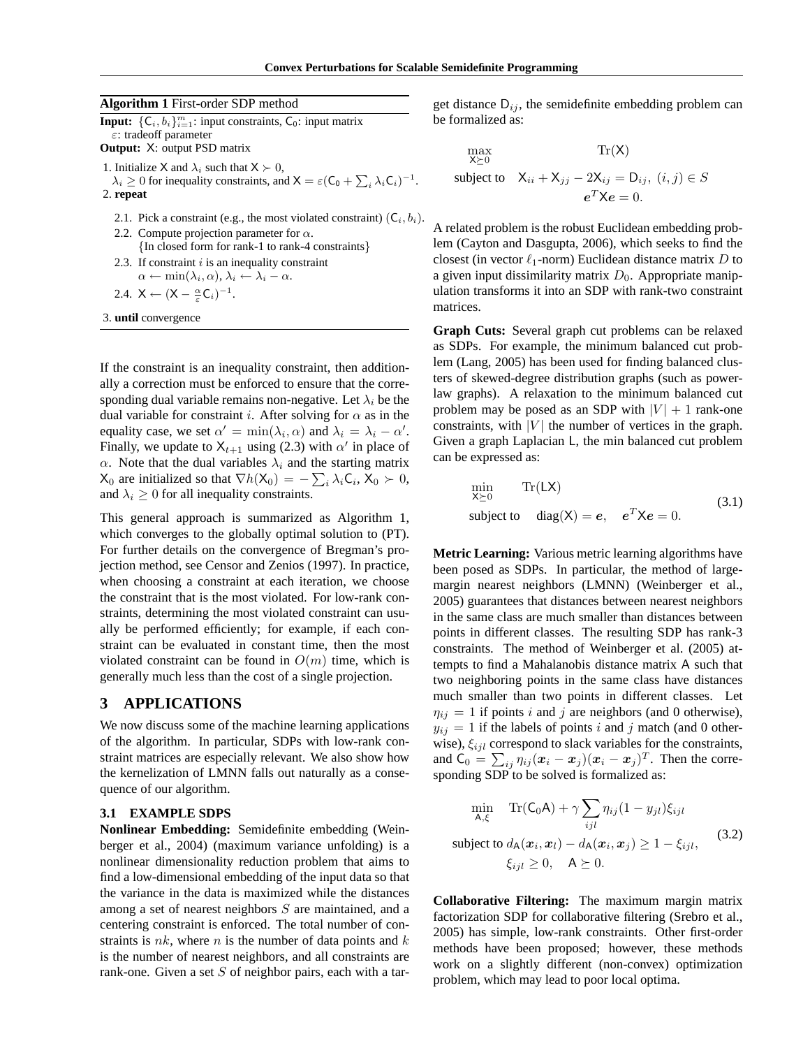**Algorithm 1** First-order SDP method

**Input:** $\{\mathsf{C}_i, b_i\}_{i=1}^m$: input constraints, $\mathsf{C}_0$: input matrix
$\varepsilon$: tradeoff parameter
**Output:** $\mathsf{X}$: output PSD matrix

1. Initialize $\mathsf{X}$ and $\lambda_i$ such that $\mathsf{X} \succ 0$,
   $\lambda_i \geq 0$ for inequality constraints, and $\mathsf{X} = \varepsilon(\mathsf{C}_0 + \sum_i \lambda_i \mathsf{C}_i)^{-1}$.
2. **repeat**
   - 2.1. Pick a constraint (e.g., the most violated constraint) $(\mathsf{C}_i, b_i)$.
   - 2.2. Compute projection parameter for $\alpha$.
     {In closed form for rank-1 to rank-4 constraints}
   - 2.3. If constraint $i$ is an inequality constraint
     $\alpha \leftarrow \min(\lambda_i, \alpha)$, $\lambda_i \leftarrow \lambda_i - \alpha$.
   - 2.4. $\mathsf{X} \leftarrow (\mathsf{X} - \frac{\alpha}{\varepsilon}\mathsf{C}_i)^{-1}$.
3. **until** convergence

If the constraint is an inequality constraint, then additionally a correction must be enforced to ensure that the corresponding dual variable remains non-negative. Let $\lambda_i$ be the dual variable for constraint $i$. After solving for $\alpha$ as in the equality case, we set $\alpha' = \min(\lambda_i, \alpha)$ and $\lambda_i = \lambda_i - \alpha'$. Finally, we update to $\mathsf{X}_{t+1}$ using (2.3) with $\alpha'$ in place of $\alpha$. Note that the dual variables $\lambda_i$ and the starting matrix $\mathsf{X}_0$ are initialized so that $\nabla h(\mathsf{X}_0) = -\sum_i \lambda_i \mathsf{C}_i$, $\mathsf{X}_0 \succ 0$, and $\lambda_i \geq 0$ for all inequality constraints.

This general approach is summarized as Algorithm 1, which converges to the globally optimal solution to (PT). For further details on the convergence of Bregman's projection method, see Censor and Zenios (1997). In practice, when choosing a constraint at each iteration, we choose the constraint that is the most violated. For low-rank constraints, determining the most violated constraint can usually be performed efficiently; for example, if each constraint can be evaluated in constant time, then the most violated constraint can be found in $O(m)$ time, which is generally much less than the cost of a single projection.

# 3 APPLICATIONS

We now discuss some of the machine learning applications of the algorithm. In particular, SDPs with low-rank constraint matrices are especially relevant. We also show how the kernelization of LMNN falls out naturally as a consequence of our algorithm.

## 3.1 EXAMPLE SDPS

**Nonlinear Embedding:** Semidefinite embedding (Weinberger et al., 2004) (maximum variance unfolding) is a nonlinear dimensionality reduction problem that aims to find a low-dimensional embedding of the input data so that the variance in the data is maximized while the distances among a set of nearest neighbors $S$ are maintained, and a centering constraint is enforced. The total number of constraints is $nk$, where $n$ is the number of data points and $k$ is the number of nearest neighbors, and all constraints are rank-one. Given a set $S$ of neighbor pairs, each with a target distance $\mathsf{D}_{ij}$, the semidefinite embedding problem can be formalized as:

$$
\begin{aligned}
\max_{\mathsf{X} \succeq 0} \quad & \mathrm{Tr}(\mathsf{X}) \\
\text{subject to} \quad & \mathsf{X}_{ii} + \mathsf{X}_{jj} - 2\mathsf{X}_{ij} = \mathsf{D}_{ij}, \ (i,j) \in S \\
& \boldsymbol{e}^T \mathsf{X} \boldsymbol{e} = 0.
\end{aligned}
$$

A related problem is the robust Euclidean embedding problem (Cayton and Dasgupta, 2006), which seeks to find the closest (in vector $\ell_1$-norm) Euclidean distance matrix $D$ to a given input dissimilarity matrix $D_0$. Appropriate manipulation transforms it into an SDP with rank-two constraint matrices.

**Graph Cuts:** Several graph cut problems can be relaxed as SDPs. For example, the minimum balanced cut problem (Lang, 2005) has been used for finding balanced clusters of skewed-degree distribution graphs (such as power-law graphs). A relaxation to the minimum balanced cut problem may be posed as an SDP with $|V|+1$ rank-one constraints, with $|V|$ the number of vertices in the graph. Given a graph Laplacian $\mathsf{L}$, the min balanced cut problem can be expressed as:

$$
\begin{aligned}
\min_{\mathsf{X} \succeq 0} \quad & \mathrm{Tr}(\mathsf{L}\mathsf{X}) \\
\text{subject to} \quad & \mathrm{diag}(\mathsf{X}) = \boldsymbol{e}, \quad \boldsymbol{e}^T \mathsf{X} \boldsymbol{e} = 0.
\end{aligned}
\tag{3.1}
$$

**Metric Learning:** Various metric learning algorithms have been posed as SDPs. In particular, the method of large-margin nearest neighbors (LMNN) (Weinberger et al., 2005) guarantees that distances between nearest neighbors in the same class are much smaller than distances between points in different classes. The resulting SDP has rank-3 constraints. The method of Weinberger et al. (2005) attempts to find a Mahalanobis distance matrix $\mathsf{A}$ such that two neighboring points in the same class have distances much smaller than two points in different classes. Let $\eta_{ij} = 1$ if points $i$ and $j$ are neighbors (and 0 otherwise), $y_{ij} = 1$ if the labels of points $i$ and $j$ match (and 0 otherwise), $\xi_{ijl}$ correspond to slack variables for the constraints, and $\mathsf{C}_0 = \sum_{ij} \eta_{ij} (\boldsymbol{x}_i - \boldsymbol{x}_j)(\boldsymbol{x}_i - \boldsymbol{x}_j)^T$. Then the corresponding SDP to be solved is formalized as:

$$
\begin{aligned}
\min_{\mathsf{A}, \xi} \quad & \mathrm{Tr}(\mathsf{C}_0 \mathsf{A}) + \gamma \sum_{ijl} \eta_{ij}(1 - y_{jl}) \xi_{ijl} \\
\text{subject to} \quad & d_{\mathsf{A}}(\boldsymbol{x}_i, \boldsymbol{x}_l) - d_{\mathsf{A}}(\boldsymbol{x}_i, \boldsymbol{x}_j) \geq 1 - \xi_{ijl}, \\
& \xi_{ijl} \geq 0, \quad \mathsf{A} \succeq 0.
\end{aligned}
\tag{3.2}
$$

**Collaborative Filtering:** The maximum margin matrix factorization SDP for collaborative filtering (Srebro et al., 2005) has simple, low-rank constraints. Other first-order methods have been proposed; however, these methods work on a slightly different (non-convex) optimization problem, which may lead to poor local optima.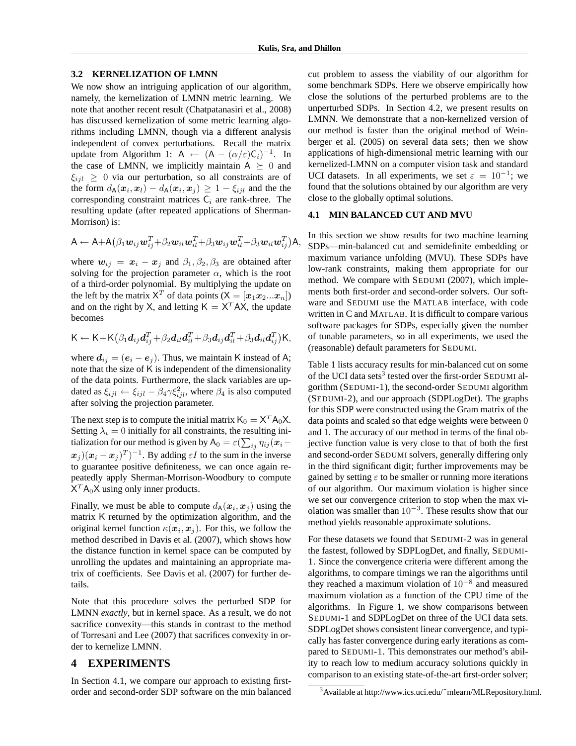### 3.2 KERNELIZATION OF LMNN

We now show an intriguing application of our algorithm, namely, the kernelization of LMNN metric learning. We note that another recent result (Chatpatanasiri et al., 2008) has discussed kernelization of some metric learning algorithms including LMNN, though via a different analysis independent of convex perturbations. Recall the matrix update from Algorithm 1: $\mathsf{A} \leftarrow (\mathsf{A} - (\alpha/\varepsilon)\mathsf{C}_i)^{-1}$. In the case of LMNN, we implicitly maintain $\mathsf{A} \succeq 0$ and $\xi_{ijl} \geq 0$ via our perturbation, so all constraints are of the form $d_\mathsf{A}(\boldsymbol{x}_i, \boldsymbol{x}_l) - d_\mathsf{A}(\boldsymbol{x}_i, \boldsymbol{x}_j) \geq 1 - \xi_{ijl}$ and the the corresponding constraint matrices $\mathsf{C}_i$ are rank-three. The resulting update (after repeated applications of Sherman-Morrison) is:

$$\mathsf{A} \leftarrow \mathsf{A} + \mathsf{A}\big(\beta_1 \boldsymbol{w}_{ij}\boldsymbol{w}_{ij}^T + \beta_2 \boldsymbol{w}_{il}\boldsymbol{w}_{il}^T + \beta_3 \boldsymbol{w}_{ij}\boldsymbol{w}_{il}^T + \beta_3 \boldsymbol{w}_{il}\boldsymbol{w}_{ij}^T\big)\mathsf{A},$$

where $\boldsymbol{w}_{ij} = \boldsymbol{x}_i - \boldsymbol{x}_j$ and $\beta_1, \beta_2, \beta_3$ are obtained after solving for the projection parameter $\alpha$, which is the root of a third-order polynomial. By multiplying the update on the left by the matrix $\mathsf{X}^T$ of data points ($\mathsf{X} = [\boldsymbol{x}_1 \boldsymbol{x}_2 ... \boldsymbol{x}_n]$) and on the right by $\mathsf{X}$, and letting $\mathsf{K} = \mathsf{X}^T \mathsf{A} \mathsf{X}$, the update becomes

$$\mathsf{K} \leftarrow \mathsf{K} + \mathsf{K}\big(\beta_1 \boldsymbol{d}_{ij}\boldsymbol{d}_{ij}^T + \beta_2 \boldsymbol{d}_{il}\boldsymbol{d}_{il}^T + \beta_3 \boldsymbol{d}_{ij}\boldsymbol{d}_{il}^T + \beta_3 \boldsymbol{d}_{il}\boldsymbol{d}_{ij}^T\big)\mathsf{K},$$

where $\boldsymbol{d}_{ij} = (\boldsymbol{e}_i - \boldsymbol{e}_j)$. Thus, we maintain $\mathsf{K}$ instead of $\mathsf{A}$; note that the size of $\mathsf{K}$ is independent of the dimensionality of the data points. Furthermore, the slack variables are updated as $\xi_{ijl} \leftarrow \xi_{ijl} - \beta_4 \gamma \xi_{ijl}^2$, where $\beta_4$ is also computed after solving the projection parameter.

The next step is to compute the initial matrix $\mathsf{K}_0 = \mathsf{X}^T \mathsf{A}_0 \mathsf{X}$. Setting $\lambda_i = 0$ initially for all constraints, the resulting initialization for our method is given by $\mathsf{A}_0 = \varepsilon(\sum_{ij} \eta_{ij} (\boldsymbol{x}_i - \boldsymbol{x}_j)(\boldsymbol{x}_i - \boldsymbol{x}_j)^T)^{-1}$. By adding $\varepsilon I$ to the sum in the inverse to guarantee positive definiteness, we can once again repeatedly apply Sherman-Morrison-Woodbury to compute $\mathsf{X}^T \mathsf{A}_0 \mathsf{X}$ using only inner products.

Finally, we must be able to compute $d_\mathsf{A}(\boldsymbol{x}_i, \boldsymbol{x}_j)$ using the matrix $\mathsf{K}$ returned by the optimization algorithm, and the original kernel function $\kappa(\boldsymbol{x}_i, \boldsymbol{x}_j)$. For this, we follow the method described in Davis et al. (2007), which shows how the distance function in kernel space can be computed by unrolling the updates and maintaining an appropriate matrix of coefficients. See Davis et al. (2007) for further details.

Note that this procedure solves the perturbed SDP for LMNN *exactly*, but in kernel space. As a result, we do not sacrifice convexity—this stands in contrast to the method of Torresani and Lee (2007) that sacrifices convexity in order to kernelize LMNN.

## 4 EXPERIMENTS

In Section 4.1, we compare our approach to existing first-order and second-order SDP software on the min balanced cut problem to assess the viability of our algorithm for some benchmark SDPs. Here we observe empirically how close the solutions of the perturbed problems are to the unperturbed SDPs. In Section 4.2, we present results on LMNN. We demonstrate that a non-kernelized version of our method is faster than the original method of Weinberger et al. (2005) on several data sets; then we show applications of high-dimensional metric learning with our kernelized-LMNN on a computer vision task and standard UCI datasets. In all experiments, we set $\varepsilon = 10^{-1}$; we found that the solutions obtained by our algorithm are very close to the globally optimal solutions.

### 4.1 MIN BALANCED CUT AND MVU

In this section we show results for two machine learning SDPs—min-balanced cut and semidefinite embedding or maximum variance unfolding (MVU). These SDPs have low-rank constraints, making them appropriate for our method. We compare with SEDUMI (2007), which implements both first-order and second-order solvers. Our software and SEDUMI use the MATLAB interface, with code written in C and MATLAB. It is difficult to compare various software packages for SDPs, especially given the number of tunable parameters, so in all experiments, we used the (reasonable) default parameters for SEDUMI.

Table 1 lists accuracy results for min-balanced cut on some of the UCI data sets[3] tested over the first-order SEDUMI algorithm (SEDUMI-1), the second-order SEDUMI algorithm (SEDUMI-2), and our approach (SDPLogDet). The graphs for this SDP were constructed using the Gram matrix of the data points and scaled so that edge weights were between 0 and 1. The accuracy of our method in terms of the final objective function value is very close to that of both the first and second-order SEDUMI solvers, generally differing only in the third significant digit; further improvements may be gained by setting $\varepsilon$ to be smaller or running more iterations of our algorithm. Our maximum violation is higher since we set our convergence criterion to stop when the max violation was smaller than $10^{-3}$. These results show that our method yields reasonable approximate solutions.

For these datasets we found that SEDUMI-2 was in general the fastest, followed by SDPLogDet, and finally, SEDUMI-1. Since the convergence criteria were different among the algorithms, to compare timings we ran the algorithms until they reached a maximum violation of $10^{-8}$ and measured maximum violation as a function of the CPU time of the algorithms. In Figure 1, we show comparisons between SEDUMI-1 and SDPLogDet on three of the UCI data sets. SDPLogDet shows consistent linear convergence, and typically has faster convergence during early iterations as compared to SEDUMI-1. This demonstrates our method's ability to reach low to medium accuracy solutions quickly in comparison to an existing state-of-the-art first-order solver;

[3] Available at http://www.ics.uci.edu/˜mlearn/MLRepository.html.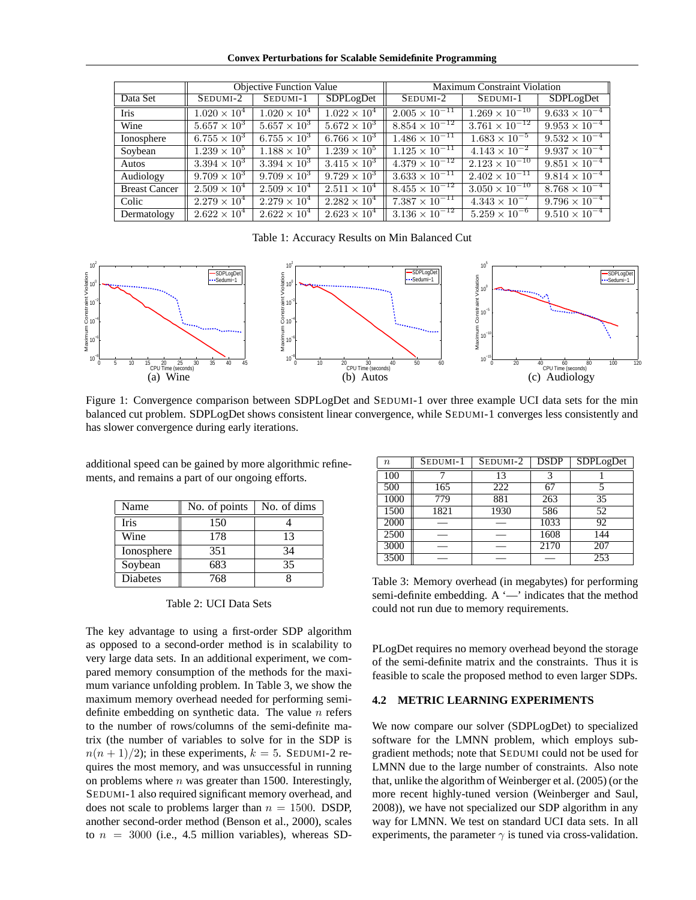| | Objective Function Value | | | Maximum Constraint Violation | | |
|---|---|---|---|---|---|---|
| Data Set | SEDUMI-2 | SEDUMI-1 | SDPLogDet | SEDUMI-2 | SEDUMI-1 | SDPLogDet |
| Iris | $1.020 \times 10^4$ | $1.020 \times 10^4$ | $1.022 \times 10^4$ | $2.005 \times 10^{-11}$ | $1.269 \times 10^{-10}$ | $9.633 \times 10^{-4}$ |
| Wine | $5.657 \times 10^3$ | $5.657 \times 10^3$ | $5.672 \times 10^3$ | $8.854 \times 10^{-12}$ | $3.761 \times 10^{-12}$ | $9.953 \times 10^{-4}$ |
| Ionosphere | $6.755 \times 10^3$ | $6.755 \times 10^3$ | $6.766 \times 10^3$ | $1.486 \times 10^{-11}$ | $1.683 \times 10^{-5}$ | $9.532 \times 10^{-4}$ |
| Soybean | $1.239 \times 10^5$ | $1.188 \times 10^5$ | $1.239 \times 10^5$ | $1.125 \times 10^{-11}$ | $4.143 \times 10^{-2}$ | $9.937 \times 10^{-4}$ |
| Autos | $3.394 \times 10^3$ | $3.394 \times 10^3$ | $3.415 \times 10^3$ | $4.379 \times 10^{-12}$ | $2.123 \times 10^{-10}$ | $9.851 \times 10^{-4}$ |
| Audiology | $9.709 \times 10^3$ | $9.709 \times 10^3$ | $9.729 \times 10^3$ | $3.633 \times 10^{-11}$ | $2.402 \times 10^{-11}$ | $9.814 \times 10^{-4}$ |
| Breast Cancer | $2.509 \times 10^4$ | $2.509 \times 10^4$ | $2.511 \times 10^4$ | $8.455 \times 10^{-12}$ | $3.050 \times 10^{-10}$ | $8.768 \times 10^{-4}$ |
| Colic | $2.279 \times 10^4$ | $2.279 \times 10^4$ | $2.282 \times 10^4$ | $7.387 \times 10^{-11}$ | $4.343 \times 10^{-7}$ | $9.796 \times 10^{-4}$ |
| Dermatology | $2.622 \times 10^4$ | $2.622 \times 10^4$ | $2.623 \times 10^4$ | $3.136 \times 10^{-12}$ | $5.259 \times 10^{-6}$ | $9.510 \times 10^{-4}$ |

Table 1: Accuracy Results on Min Balanced Cut

(a) Wine (b) Autos (c) Audiology

Figure 1: Convergence comparison between SDPLogDet and SEDUMI-1 over three example UCI data sets for the min balanced cut problem. SDPLogDet shows consistent linear convergence, while SEDUMI-1 converges less consistently and has slower convergence during early iterations.

additional speed can be gained by more algorithmic refinements, and remains a part of our ongoing efforts.

| Name | No. of points | No. of dims |
|---|---|---|
| Iris | 150 | 4 |
| Wine | 178 | 13 |
| Ionosphere | 351 | 34 |
| Soybean | 683 | 35 |
| Diabetes | 768 | 8 |

Table 2: UCI Data Sets

The key advantage to using a first-order SDP algorithm as opposed to a second-order method is in scalability to very large data sets. In an additional experiment, we compared memory consumption of the methods for the maximum variance unfolding problem. In Table 3, we show the maximum memory overhead needed for performing semi-definite embedding on synthetic data. The value $n$ refers to the number of rows/columns of the semi-definite matrix (the number of variables to solve for in the SDP is $n(n+1)/2$); in these experiments, $k = 5$. SEDUMI-2 requires the most memory, and was unsuccessful in running on problems where $n$ was greater than 1500. Interestingly, SEDUMI-1 also required significant memory overhead, and does not scale to problems larger than $n = 1500$. DSDP, another second-order method (Benson et al., 2000), scales to $n = 3000$ (i.e., 4.5 million variables), whereas SDPLogDet requires no memory overhead beyond the storage of the semi-definite matrix and the constraints. Thus it is feasible to scale the proposed method to even larger SDPs.

| $n$ | SEDUMI-1 | SEDUMI-2 | DSDP | SDPLogDet |
|---|---|---|---|---|
| 100 | 7 | 13 | 3 | 1 |
| 500 | 165 | 222 | 67 | 5 |
| 1000 | 779 | 881 | 263 | 35 |
| 1500 | 1821 | 1930 | 586 | 52 |
| 2000 | — | — | 1033 | 92 |
| 2500 | — | — | 1608 | 144 |
| 3000 | — | — | 2170 | 207 |
| 3500 | — | — | — | 253 |

Table 3: Memory overhead (in megabytes) for performing semi-definite embedding. A '—' indicates that the method could not run due to memory requirements.

### 4.2 METRIC LEARNING EXPERIMENTS

We now compare our solver (SDPLogDet) to specialized software for the LMNN problem, which employs subgradient methods; note that SEDUMI could not be used for LMNN due to the large number of constraints. Also note that, unlike the algorithm of Weinberger et al. (2005) (or the more recent highly-tuned version (Weinberger and Saul, 2008)), we have not specialized our SDP algorithm in any way for LMNN. We test on standard UCI data sets. In all experiments, the parameter $\gamma$ is tuned via cross-validation.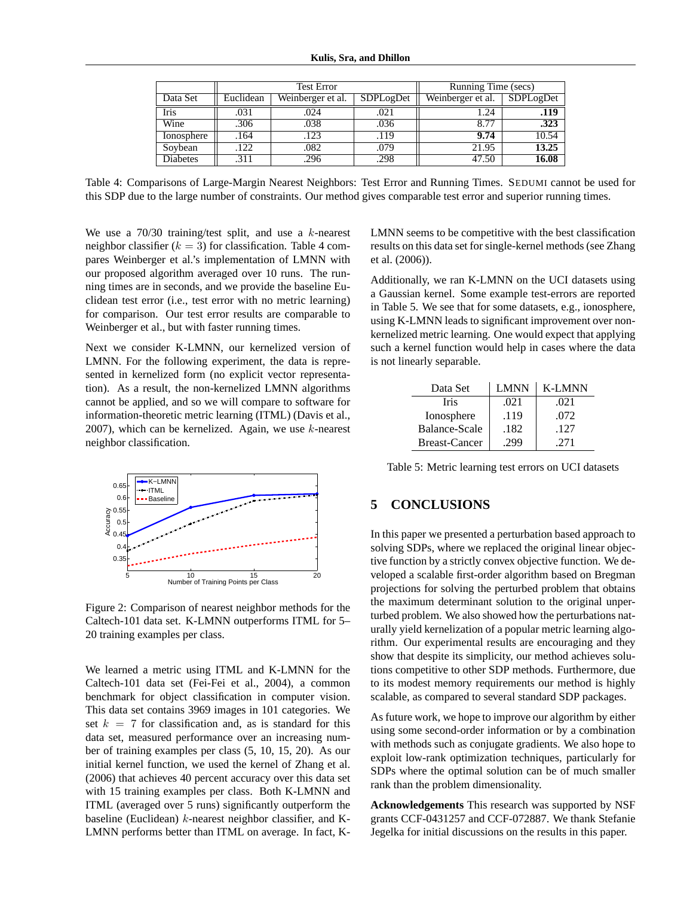| Data Set | Test Error | | | Running Time (secs) | |
|---|---|---|---|---|---|
| | Euclidean | Weinberger et al. | SDPLogDet | Weinberger et al. | SDPLogDet |
| Iris | .031 | .024 | .021 | 1.24 | **.119** |
| Wine | .306 | .038 | .036 | 8.77 | **.323** |
| Ionosphere | .164 | .123 | .119 | **9.74** | 10.54 |
| Soybean | .122 | .082 | .079 | 21.95 | **13.25** |
| Diabetes | .311 | .296 | .298 | 47.50 | **16.08** |

Table 4: Comparisons of Large-Margin Nearest Neighbors: Test Error and Running Times. SEDUMI cannot be used for this SDP due to the large number of constraints. Our method gives comparable test error and superior running times.

We use a 70/30 training/test split, and use a $k$-nearest neighbor classifier ($k = 3$) for classification. Table 4 compares Weinberger et al.'s implementation of LMNN with our proposed algorithm averaged over 10 runs. The running times are in seconds, and we provide the baseline Euclidean test error (i.e., test error with no metric learning) for comparison. Our test error results are comparable to Weinberger et al., but with faster running times.

Next we consider K-LMNN, our kernelized version of LMNN. For the following experiment, the data is represented in kernelized form (no explicit vector representation). As a result, the non-kernelized LMNN algorithms cannot be applied, and so we will compare to software for information-theoretic metric learning (ITML) (Davis et al., 2007), which can be kernelized. Again, we use $k$-nearest neighbor classification.

Figure 2: Comparison of nearest neighbor methods for the Caltech-101 data set. K-LMNN outperforms ITML for 5–20 training examples per class.

We learned a metric using ITML and K-LMNN for the Caltech-101 data set (Fei-Fei et al., 2004), a common benchmark for object classification in computer vision. This data set contains 3969 images in 101 categories. We set $k = 7$ for classification and, as is standard for this data set, measured performance over an increasing number of training examples per class (5, 10, 15, 20). As our initial kernel function, we used the kernel of Zhang et al. (2006) that achieves 40 percent accuracy over this data set with 15 training examples per class. Both K-LMNN and ITML (averaged over 5 runs) significantly outperform the baseline (Euclidean) $k$-nearest neighbor classifier, and K-LMNN performs better than ITML on average. In fact, K-LMNN seems to be competitive with the best classification results on this data set for single-kernel methods (see Zhang et al. (2006)).

Additionally, we ran K-LMNN on the UCI datasets using a Gaussian kernel. Some example test-errors are reported in Table 5. We see that for some datasets, e.g., ionosphere, using K-LMNN leads to significant improvement over non-kernelized metric learning. One would expect that applying such a kernel function would help in cases where the data is not linearly separable.

| Data Set | LMNN | K-LMNN |
|---|---|---|
| Iris | .021 | .021 |
| Ionosphere | .119 | .072 |
| Balance-Scale | .182 | .127 |
| Breast-Cancer | .299 | .271 |

Table 5: Metric learning test errors on UCI datasets

## 5 CONCLUSIONS

In this paper we presented a perturbation based approach to solving SDPs, where we replaced the original linear objective function by a strictly convex objective function. We developed a scalable first-order algorithm based on Bregman projections for solving the perturbed problem that obtains the maximum determinant solution to the original unperturbed problem. We also showed how the perturbations naturally yield kernelization of a popular metric learning algorithm. Our experimental results are encouraging and they show that despite its simplicity, our method achieves solutions competitive to other SDP methods. Furthermore, due to its modest memory requirements our method is highly scalable, as compared to several standard SDP packages.

As future work, we hope to improve our algorithm by either using some second-order information or by a combination with methods such as conjugate gradients. We also hope to exploit low-rank optimization techniques, particularly for SDPs where the optimal solution can be of much smaller rank than the problem dimensionality.

**Acknowledgements** This research was supported by NSF grants CCF-0431257 and CCF-072887. We thank Stefanie Jegelka for initial discussions on the results in this paper.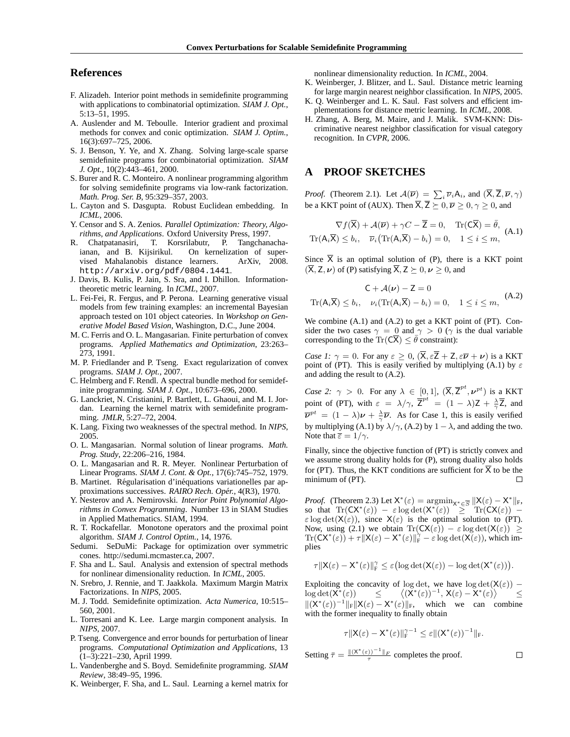## References

F. Alizadeh. Interior point methods in semidefinite programming with applications to combinatorial optimization. *SIAM J. Opt.*, 5:13–51, 1995.

A. Auslender and M. Teboulle. Interior gradient and proximal methods for convex and conic optimization. *SIAM J. Optim.*, 16(3):697–725, 2006.

S. J. Benson, Y. Ye, and X. Zhang. Solving large-scale sparse semidefinite programs for combinatorial optimization. *SIAM J. Opt.*, 10(2):443–461, 2000.

S. Burer and R. C. Monteiro. A nonlinear programming algorithm for solving semidefinite programs via low-rank factorization. *Math. Prog. Ser. B*, 95:329–357, 2003.

L. Cayton and S. Dasgupta. Robust Euclidean embedding. In *ICML*, 2006.

Y. Censor and S. A. Zenios. *Parallel Optimization: Theory, Algorithms, and Applications*. Oxford University Press, 1997.

R. Chatpatanasiri, T. Korsrilabutr, P. Tangchanachaianan, and B. Kijsirikul. On kernelization of supervised Mahalanobis distance learners. ArXiv, 2008. http://arxiv.org/pdf/0804.1441.

J. Davis, B. Kulis, P. Jain, S. Sra, and I. Dhillon. Information-theoretic metric learning. In *ICML*, 2007.

L. Fei-Fei, R. Fergus, and P. Perona. Learning generative visual models from few training examples: an incremental Bayesian approach tested on 101 object cateories. In *Workshop on Generative Model Based Vision*, Washington, D.C., June 2004.

M. C. Ferris and O. L. Mangasarian. Finite perturbation of convex programs. *Applied Mathematics and Optimization*, 23:263–273, 1991.

M. P. Friedlander and P. Tseng. Exact regularization of convex programs. *SIAM J. Opt.*, 2007.

C. Helmberg and F. Rendl. A spectral bundle method for semidefinite programming. *SIAM J. Opt.*, 10:673–696, 2000.

G. Lanckriet, N. Cristianini, P. Bartlett, L. Ghaoui, and M. I. Jordan. Learning the kernel matrix with semidefinite programming. *JMLR*, 5:27–72, 2004.

K. Lang. Fixing two weaknesses of the spectral method. In *NIPS*, 2005.

O. L. Mangasarian. Normal solution of linear programs. *Math. Prog. Study*, 22:206–216, 1984.

O. L. Mangasarian and R. R. Meyer. Nonlinear Perturbation of Linear Programs. *SIAM J. Cont. & Opt.*, 17(6):745–752, 1979.

B. Martinet. Régularisation d'inéquations variationelles par approximations successives. *RAIRO Rech. Opér.*, 4(R3), 1970.

Y. Nesterov and A. Nemirovski. *Interior Point Polynomial Algorithms in Convex Programming*. Number 13 in SIAM Studies in Applied Mathematics. SIAM, 1994.

R. T. Rockafellar. Monotone operators and the proximal point algorithm. *SIAM J. Control Optim.*, 14, 1976.

Sedumi. SeDuMi: Package for optimization over symmetric cones. http://sedumi.mcmaster.ca, 2007.

F. Sha and L. Saul. Analysis and extension of spectral methods for nonlinear dimensionality reduction. In *ICML*, 2005.

N. Srebro, J. Rennie, and T. Jaakkola. Maximum Margin Matrix Factorizations. In *NIPS*, 2005.

M. J. Todd. Semidefinite optimization. *Acta Numerica*, 10:515–560, 2001.

L. Torresani and K. Lee. Large margin component analysis. In *NIPS*, 2007.

P. Tseng. Convergence and error bounds for perturbation of linear programs. *Computational Optimization and Applications*, 13 (1–3):221–230, April 1999.

L. Vandenberghe and S. Boyd. Semidefinite programming. *SIAM Review*, 38:49–95, 1996.

K. Weinberger, F. Sha, and L. Saul. Learning a kernel matrix for nonlinear dimensionality reduction. In *ICML*, 2004.

K. Weinberger, J. Blitzer, and L. Saul. Distance metric learning for large margin nearest neighbor classification. In *NIPS*, 2005.

K. Q. Weinberger and L. K. Saul. Fast solvers and efficient implementations for distance metric learning. In *ICML*, 2008.

H. Zhang, A. Berg, M. Maire, and J. Malik. SVM-KNN: Discriminative nearest neighbor classification for visual category recognition. In *CVPR*, 2006.

# A PROOF SKETCHES

*Proof.* (Theorem 2.1). Let $\mathcal{A}(\overline{\boldsymbol{\nu}}) = \sum_i \overline{\nu}_i \mathsf{A}_i$, and $(\overline{\mathsf{X}}, \overline{\mathsf{Z}}, \overline{\boldsymbol{\nu}}, \gamma)$ be a KKT point of (AUX). Then $\overline{\mathsf{X}}, \overline{\mathsf{Z}} \succeq 0, \overline{\boldsymbol{\nu}} \geq 0, \gamma \geq 0$, and

$$
\begin{gathered}
\nabla f(\overline{\mathsf{X}}) + \mathcal{A}(\overline{\boldsymbol{\nu}}) + \gamma C - \overline{\mathsf{Z}} = 0, \quad \mathrm{Tr}(\mathsf{C}\overline{\mathsf{X}}) = \bar{\theta}, \\
\mathrm{Tr}(\mathsf{A}_i\overline{\mathsf{X}}) \leq b_i, \quad \overline{\nu}_i\big(\mathrm{Tr}(\mathsf{A}_i\overline{\mathsf{X}}) - b_i\big) = 0, \quad 1 \leq i \leq m,
\end{gathered}
\tag{A.1}
$$

Since $\overline{\mathsf{X}}$ is an optimal solution of (P), there is a KKT point $(\overline{\mathsf{X}}, \mathsf{Z}, \boldsymbol{\nu})$ of (P) satisfying $\overline{\mathsf{X}}, \mathsf{Z} \succeq 0, \boldsymbol{\nu} \geq 0$, and

$$
\begin{gathered}
\mathsf{C} + \mathcal{A}(\boldsymbol{\nu}) - \mathsf{Z} = 0 \\
\mathrm{Tr}(\mathsf{A}_i\overline{\mathsf{X}}) \leq b_i, \quad \nu_i(\mathrm{Tr}(\mathsf{A}_i\overline{\mathsf{X}}) - b_i) = 0, \quad 1 \leq i \leq m,
\end{gathered}
\tag{A.2}
$$

We combine (A.1) and (A.2) to get a KKT point of (PT). Consider the two cases $\gamma = 0$ and $\gamma > 0$ ($\gamma$ is the dual variable corresponding to the $\mathrm{Tr}(\mathsf{C}\overline{\mathsf{X}}) \leq \bar{\theta}$ constraint):

*Case 1:* $\gamma = 0$. For any $\varepsilon \geq 0$, $(\overline{\mathsf{X}}, \varepsilon\overline{\mathsf{Z}} + \mathsf{Z}, \varepsilon\overline{\boldsymbol{\nu}} + \boldsymbol{\nu})$ is a KKT point of (PT). This is easily verified by multiplying (A.1) by $\varepsilon$ and adding the result to (A.2).

*Case 2:* $\gamma > 0$. For any $\lambda \in [0, 1]$, $(\overline{\mathsf{X}}, \overline{\mathsf{Z}}^{pt}, \boldsymbol{\nu}^{pt})$ is a KKT point of (PT), with $\varepsilon = \lambda/\gamma$, $\overline{\mathsf{Z}}^{pt} = (1-\lambda)\mathsf{Z} + \frac{\lambda}{\gamma}\overline{\mathsf{Z}}$, and $\overline{\boldsymbol{\nu}}^{pt} = (1-\lambda)\boldsymbol{\nu} + \frac{\lambda}{\gamma}\overline{\boldsymbol{\nu}}$. As for Case 1, this is easily verified by multiplying (A.1) by $\lambda/\gamma$, (A.2) by $1-\lambda$, and adding the two. Note that $\bar{\varepsilon} = 1/\gamma$.

Finally, since the objective function of (PT) is strictly convex and we assume strong duality holds for (P), strong duality also holds for (PT). Thus, the KKT conditions are sufficient for $\overline{\mathsf{X}}$ to be the minimum of (PT). □

*Proof.* (Theorem 2.3) Let $\mathsf{X}^*(\varepsilon) = \mathrm{argmin}_{\mathsf{X}^* \in \overline{S}} \|\mathsf{X}(\varepsilon) - \mathsf{X}^*\|_{\mathrm{F}}$, so that $\mathrm{Tr}(\mathsf{C}\mathsf{X}^*(\varepsilon)) - \varepsilon \log\det(\mathsf{X}^*(\varepsilon)) \geq \mathrm{Tr}(\mathsf{C}\mathsf{X}(\varepsilon)) - \varepsilon\log\det(\mathsf{X}(\varepsilon))$, since $\mathsf{X}(\varepsilon)$ is the optimal solution to (PT). Now, using (2.1) we obtain $\mathrm{Tr}(\mathsf{C}\mathsf{X}(\varepsilon)) - \varepsilon\log\det(\mathsf{X}(\varepsilon)) \geq \mathrm{Tr}(\mathsf{C}\mathsf{X}^*(\varepsilon)) + \tau\|\mathsf{X}(\varepsilon) - \mathsf{X}^*(\varepsilon)\|_{\mathrm{F}}^{\gamma} - \varepsilon\log\det(\mathsf{X}(\varepsilon))$, which implies

$$
\tau\|\mathsf{X}(\varepsilon) - \mathsf{X}^*(\varepsilon)\|_{\mathrm{F}}^{\gamma} \leq \varepsilon\big(\log\det(\mathsf{X}(\varepsilon)) - \log\det(\mathsf{X}^*(\varepsilon))\big).
$$

Exploiting the concavity of $\log\det$, we have $\log\det(\mathsf{X}(\varepsilon)) - \log\det(\mathsf{X}^*(\varepsilon)) \leq \langle(\mathsf{X}^*(\varepsilon))^{-1}, \mathsf{X}(\varepsilon) - \mathsf{X}^*(\varepsilon)\rangle \leq \|(\mathsf{X}^*(\varepsilon))^{-1}\|_{\mathrm{F}}\|\mathsf{X}(\varepsilon) - \mathsf{X}^*(\varepsilon)\|_{\mathrm{F}}$, which we can combine with the former inequality to finally obtain

$$
\tau\|\mathsf{X}(\varepsilon) - \mathsf{X}^*(\varepsilon)\|_{\mathrm{F}}^{\gamma-1} \leq \varepsilon\|(\mathsf{X}^*(\varepsilon))^{-1}\|_{\mathrm{F}}.
$$

Setting $\bar{\tau} = \frac{\|(\mathsf{X}^*(\varepsilon))^{-1}\|_F}{\tau}$ completes the proof. □